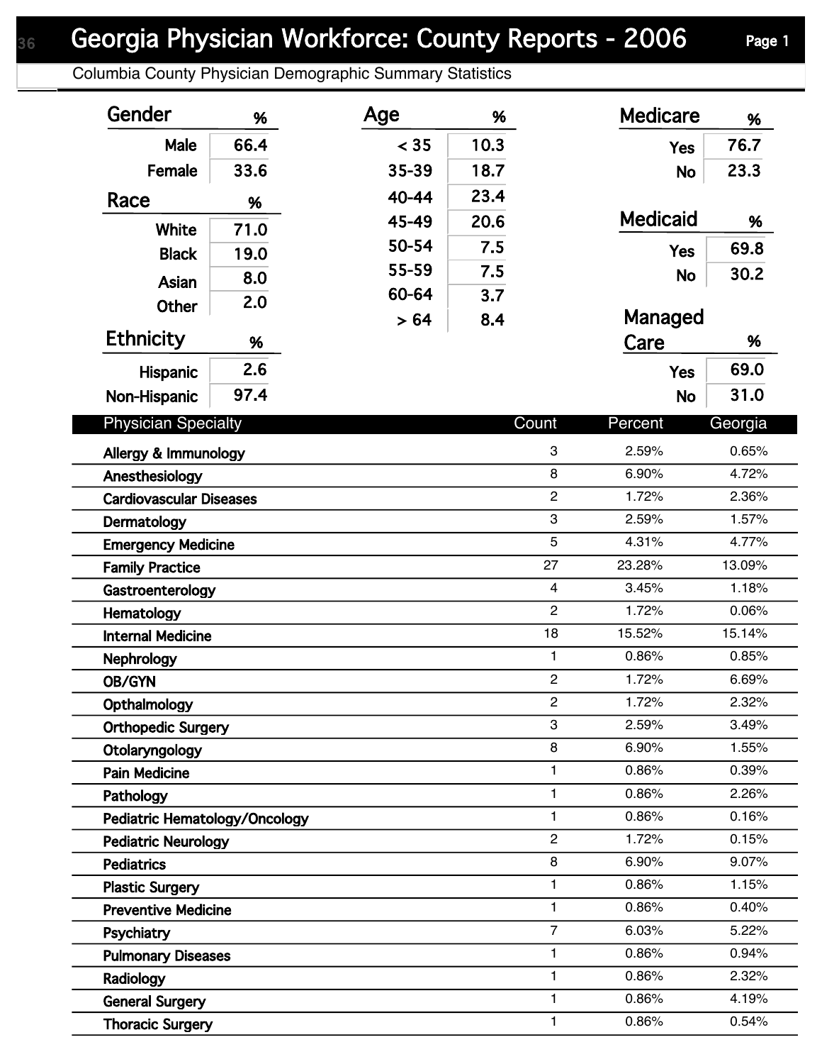# Georgia Physician Workforce: County Reports - 2006

Columbia County Physician Demographic Summary Statistics

| Gender | % |
|---|---|
| Male | 66.4 |
| Female | 33.6 |

| Race | % |
|---|---|
| White | 71.0 |
| Black | 19.0 |
| Asian | 8.0 |
| Other | 2.0 |

| Ethnicity | % |
|---|---|
| Hispanic | 2.6 |
| Non-Hispanic | 97.4 |

| Age | % |
|---|---|
| < 35 | 10.3 |
| 35-39 | 18.7 |
| 40-44 | 23.4 |
| 45-49 | 20.6 |
| 50-54 | 7.5 |
| 55-59 | 7.5 |
| 60-64 | 3.7 |
| > 64 | 8.4 |

| Medicare | % |
|---|---|
| Yes | 76.7 |
| No | 23.3 |

| Medicaid | % |
|---|---|
| Yes | 69.8 |
| No | 30.2 |

| Managed Care | % |
|---|---|
| Yes | 69.0 |
| No | 31.0 |

| Physician Specialty | Count | Percent | Georgia |
|---|---|---|---|
| Allergy & Immunology | 3 | 2.59% | 0.65% |
| Anesthesiology | 8 | 6.90% | 4.72% |
| Cardiovascular Diseases | 2 | 1.72% | 2.36% |
| Dermatology | 3 | 2.59% | 1.57% |
| Emergency Medicine | 5 | 4.31% | 4.77% |
| Family Practice | 27 | 23.28% | 13.09% |
| Gastroenterology | 4 | 3.45% | 1.18% |
| Hematology | 2 | 1.72% | 0.06% |
| Internal Medicine | 18 | 15.52% | 15.14% |
| Nephrology | 1 | 0.86% | 0.85% |
| OB/GYN | 2 | 1.72% | 6.69% |
| Opthalmology | 2 | 1.72% | 2.32% |
| Orthopedic Surgery | 3 | 2.59% | 3.49% |
| Otolaryngology | 8 | 6.90% | 1.55% |
| Pain Medicine | 1 | 0.86% | 0.39% |
| Pathology | 1 | 0.86% | 2.26% |
| Pediatric Hematology/Oncology | 1 | 0.86% | 0.16% |
| Pediatric Neurology | 2 | 1.72% | 0.15% |
| Pediatrics | 8 | 6.90% | 9.07% |
| Plastic Surgery | 1 | 0.86% | 1.15% |
| Preventive Medicine | 1 | 0.86% | 0.40% |
| Psychiatry | 7 | 6.03% | 5.22% |
| Pulmonary Diseases | 1 | 0.86% | 0.94% |
| Radiology | 1 | 0.86% | 2.32% |
| General Surgery | 1 | 0.86% | 4.19% |
| Thoracic Surgery | 1 | 0.86% | 0.54% |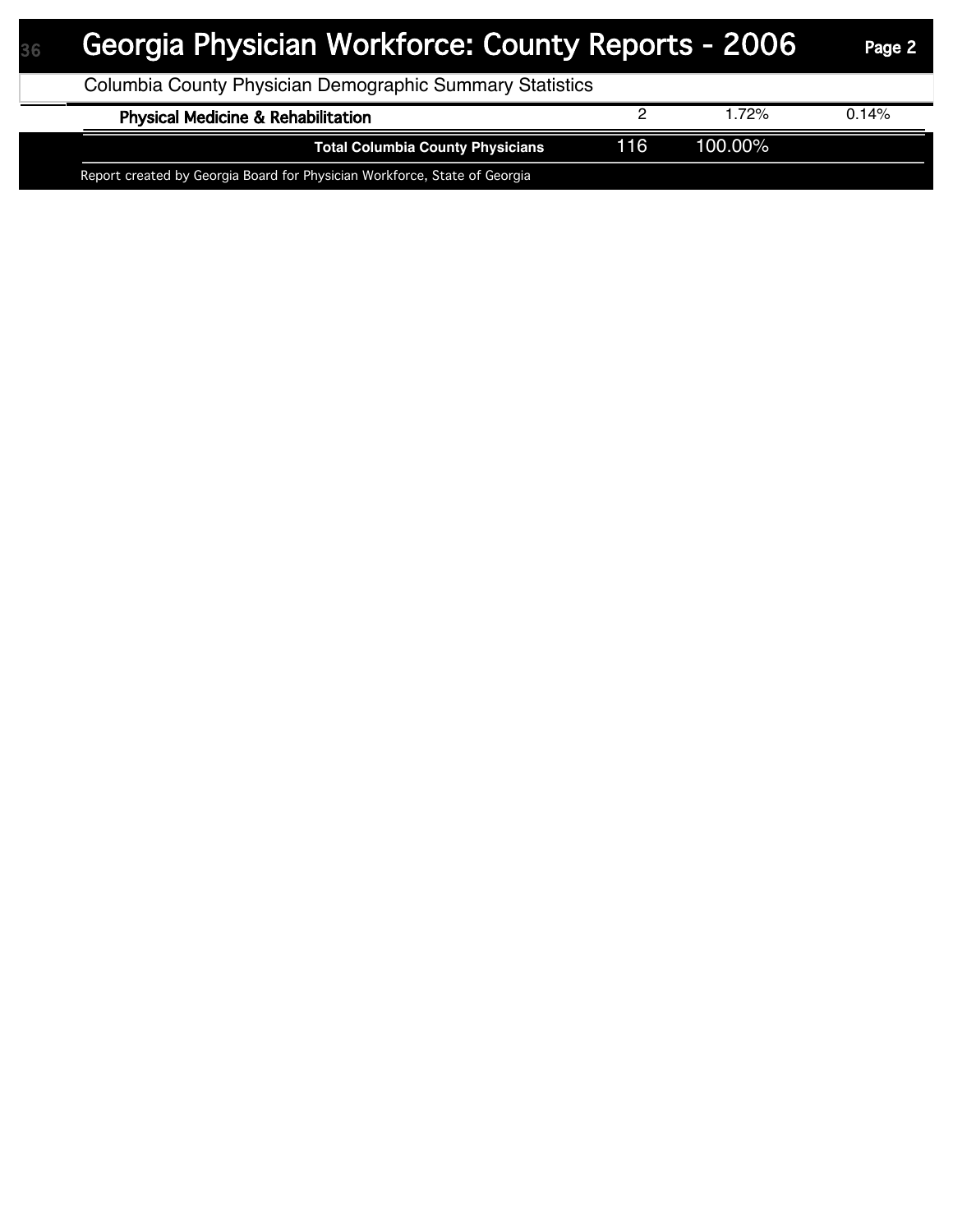Columbia County Physician Demographic Summary Statistics

| | | | |
|---|---|---|---|
| **Physical Medicine & Rehabilitation** | 2 | 1.72% | 0.14% |
| **Total Columbia County Physicians** | 116 | 100.00% | |

Report created by Georgia Board for Physician Workforce, State of Georgia